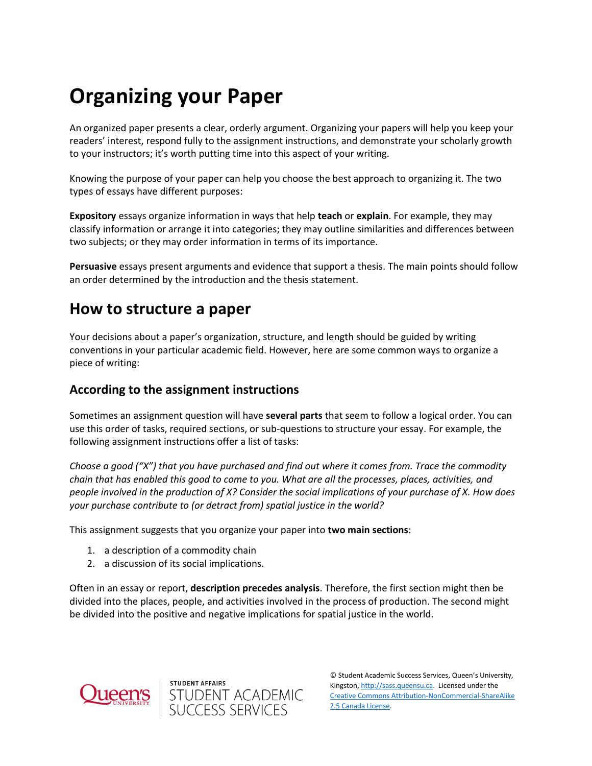# Organizing your Paper

An organized paper presents a clear, orderly argument. Organizing your papers will help you keep your readers' interest, respond fully to the assignment instructions, and demonstrate your scholarly growth to your instructors; it's worth putting time into this aspect of your writing.

Knowing the purpose of your paper can help you choose the best approach to organizing it. The two types of essays have different purposes:

**Expository** essays organize information in ways that help **teach** or **explain**. For example, they may classify information or arrange it into categories; they may outline similarities and differences between two subjects; or they may order information in terms of its importance.

**Persuasive** essays present arguments and evidence that support a thesis. The main points should follow an order determined by the introduction and the thesis statement.

## How to structure a paper

Your decisions about a paper's organization, structure, and length should be guided by writing conventions in your particular academic field. However, here are some common ways to organize a piece of writing:

### According to the assignment instructions

Sometimes an assignment question will have **several parts** that seem to follow a logical order. You can use this order of tasks, required sections, or sub-questions to structure your essay. For example, the following assignment instructions offer a list of tasks:

*Choose a good ("X") that you have purchased and find out where it comes from. Trace the commodity chain that has enabled this good to come to you. What are all the processes, places, activities, and people involved in the production of X? Consider the social implications of your purchase of X. How does your purchase contribute to (or detract from) spatial justice in the world?*

This assignment suggests that you organize your paper into **two main sections**:

1. a description of a commodity chain
2. a discussion of its social implications.

Often in an essay or report, **description precedes analysis**. Therefore, the first section might then be divided into the places, people, and activities involved in the process of production. The second might be divided into the positive and negative implications for spatial justice in the world.

© Student Academic Success Services, Queen's University, Kingston, http://sass.queensu.ca. Licensed under the Creative Commons Attribution-NonCommercial-ShareAlike 2.5 Canada License.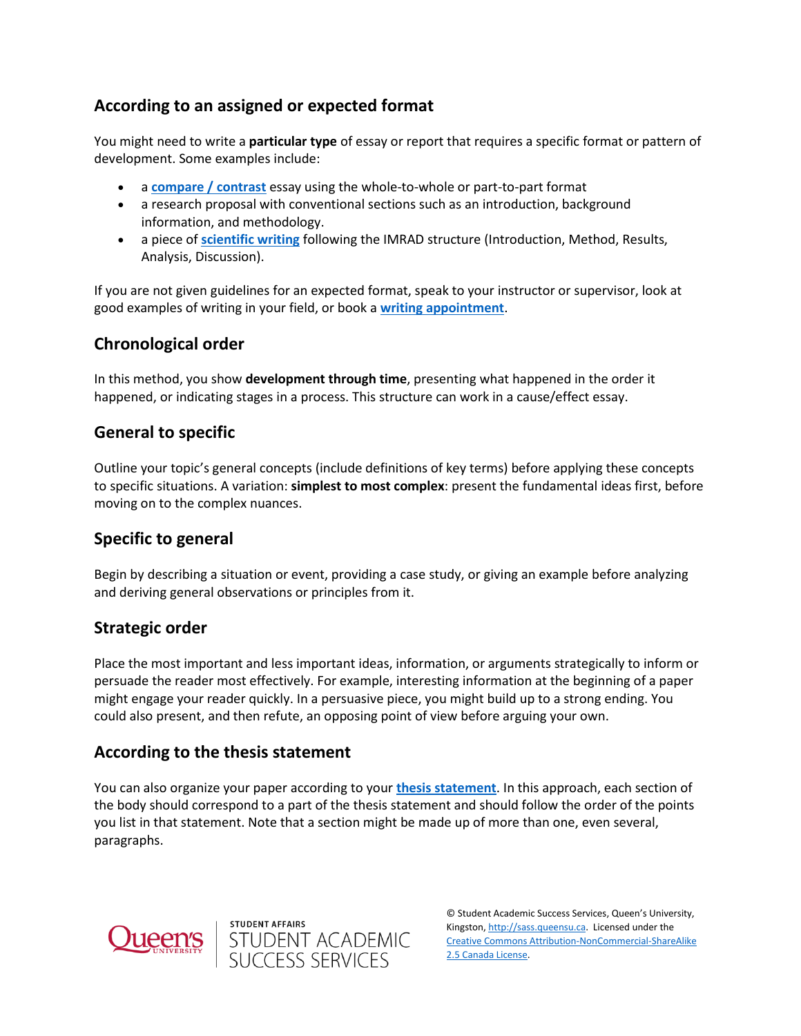## According to an assigned or expected format

You might need to write a **particular type** of essay or report that requires a specific format or pattern of development. Some examples include:

- a **compare / contrast** essay using the whole-to-whole or part-to-part format
- a research proposal with conventional sections such as an introduction, background information, and methodology.
- a piece of **scientific writing** following the IMRAD structure (Introduction, Method, Results, Analysis, Discussion).

If you are not given guidelines for an expected format, speak to your instructor or supervisor, look at good examples of writing in your field, or book a **writing appointment**.

## Chronological order

In this method, you show **development through time**, presenting what happened in the order it happened, or indicating stages in a process. This structure can work in a cause/effect essay.

## General to specific

Outline your topic's general concepts (include definitions of key terms) before applying these concepts to specific situations. A variation: **simplest to most complex**: present the fundamental ideas first, before moving on to the complex nuances.

## Specific to general

Begin by describing a situation or event, providing a case study, or giving an example before analyzing and deriving general observations or principles from it.

## Strategic order

Place the most important and less important ideas, information, or arguments strategically to inform or persuade the reader most effectively. For example, interesting information at the beginning of a paper might engage your reader quickly. In a persuasive piece, you might build up to a strong ending. You could also present, and then refute, an opposing point of view before arguing your own.

## According to the thesis statement

You can also organize your paper according to your **thesis statement**. In this approach, each section of the body should correspond to a part of the thesis statement and should follow the order of the points you list in that statement. Note that a section might be made up of more than one, even several, paragraphs.

© Student Academic Success Services, Queen's University, Kingston, http://sass.queensu.ca. Licensed under the Creative Commons Attribution-NonCommercial-ShareAlike 2.5 Canada License.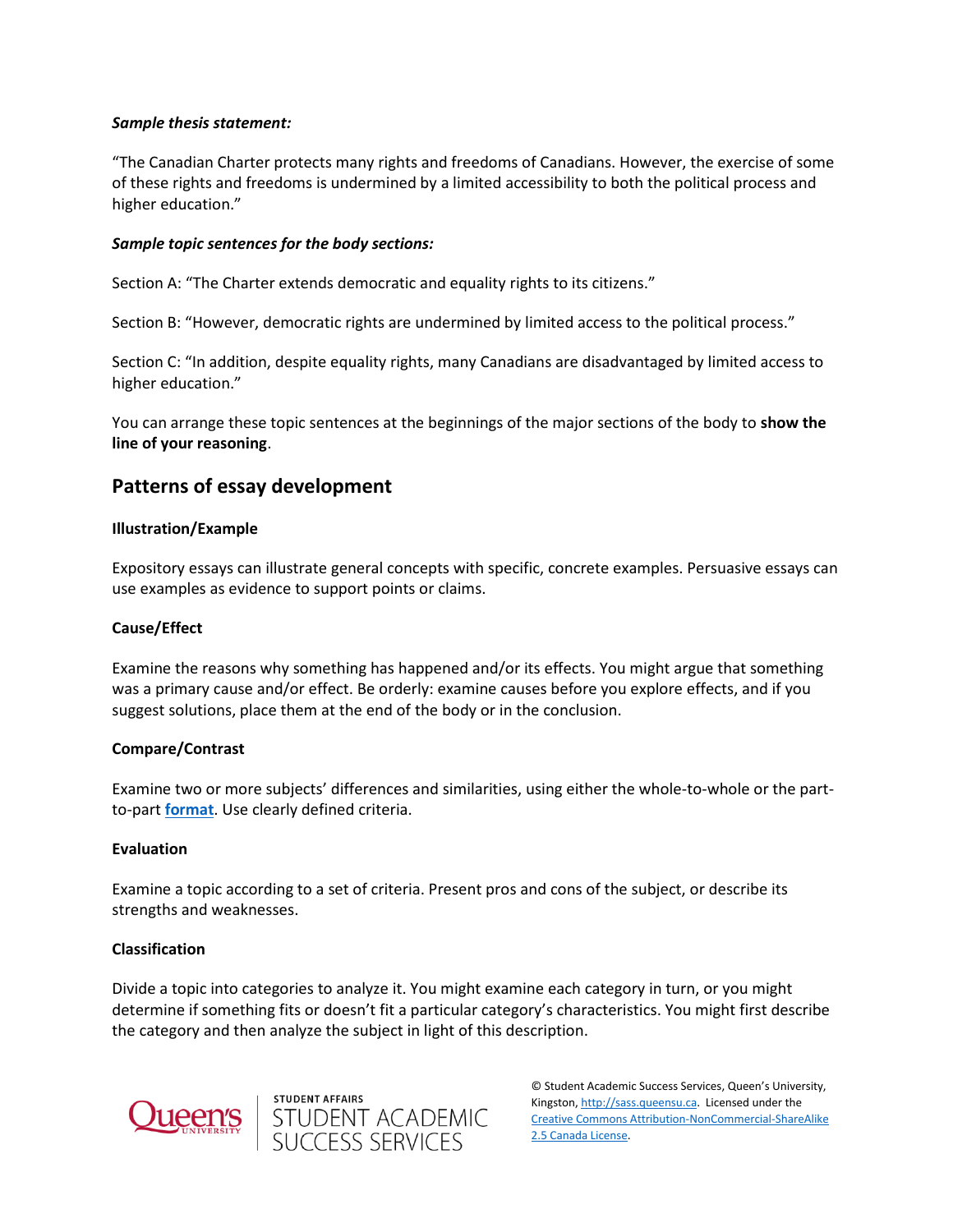***Sample thesis statement:***

"The Canadian Charter protects many rights and freedoms of Canadians. However, the exercise of some of these rights and freedoms is undermined by a limited accessibility to both the political process and higher education."

***Sample topic sentences for the body sections:***

Section A: "The Charter extends democratic and equality rights to its citizens."

Section B: "However, democratic rights are undermined by limited access to the political process."

Section C: "In addition, despite equality rights, many Canadians are disadvantaged by limited access to higher education."

You can arrange these topic sentences at the beginnings of the major sections of the body to **show the line of your reasoning**.

## Patterns of essay development

**Illustration/Example**

Expository essays can illustrate general concepts with specific, concrete examples. Persuasive essays can use examples as evidence to support points or claims.

**Cause/Effect**

Examine the reasons why something has happened and/or its effects. You might argue that something was a primary cause and/or effect. Be orderly: examine causes before you explore effects, and if you suggest solutions, place them at the end of the body or in the conclusion.

**Compare/Contrast**

Examine two or more subjects' differences and similarities, using either the whole-to-whole or the part-to-part **format**. Use clearly defined criteria.

**Evaluation**

Examine a topic according to a set of criteria. Present pros and cons of the subject, or describe its strengths and weaknesses.

**Classification**

Divide a topic into categories to analyze it. You might examine each category in turn, or you might determine if something fits or doesn't fit a particular category's characteristics. You might first describe the category and then analyze the subject in light of this description.

© Student Academic Success Services, Queen's University, Kingston, http://sass.queensu.ca. Licensed under the Creative Commons Attribution-NonCommercial-ShareAlike 2.5 Canada License.